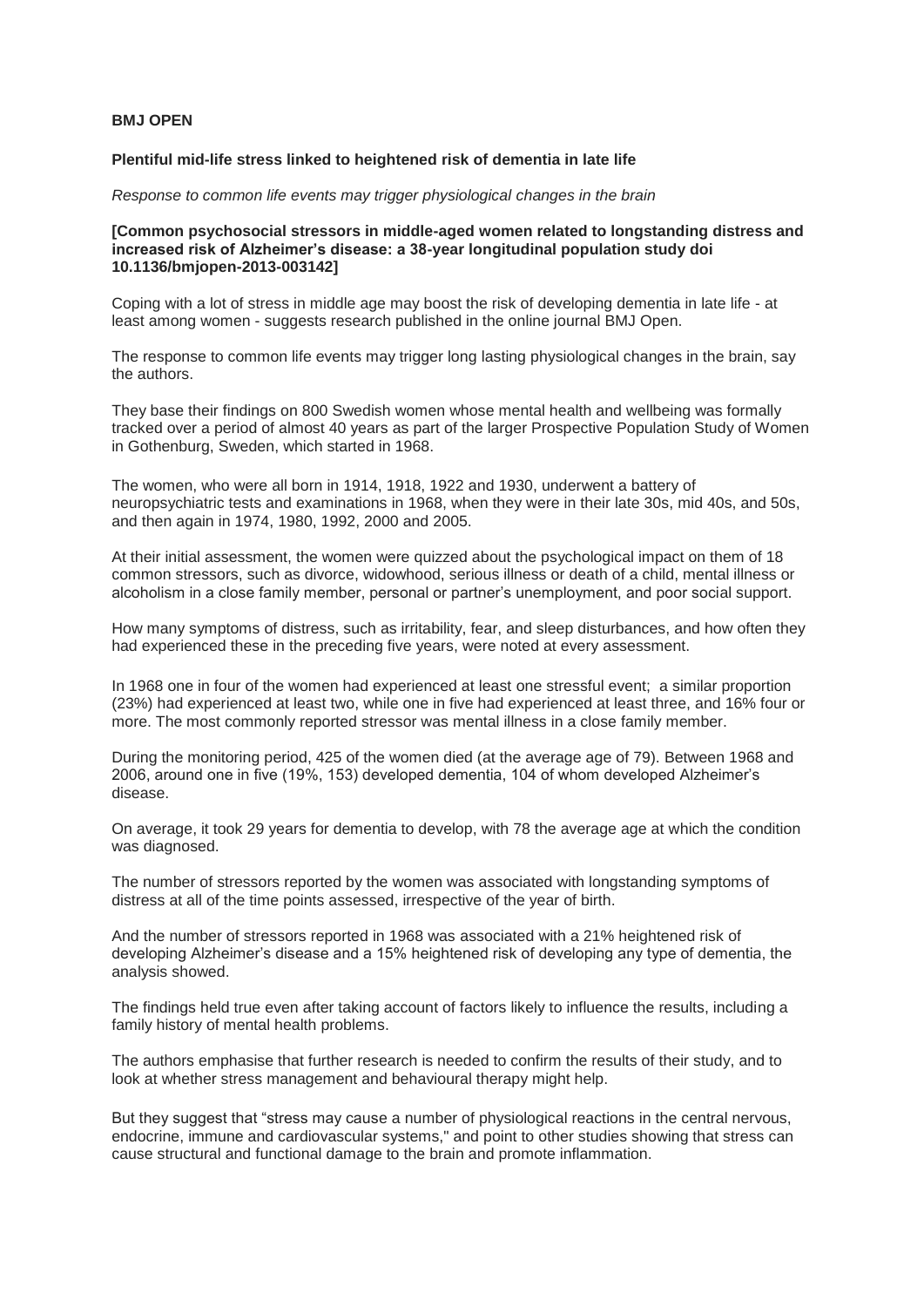**BMJ OPEN**

**Plentiful mid-life stress linked to heightened risk of dementia in late life**

*Response to common life events may trigger physiological changes in the brain*

**[Common psychosocial stressors in middle-aged women related to longstanding distress and increased risk of Alzheimer's disease: a 38-year longitudinal population study doi 10.1136/bmjopen-2013-003142]**

Coping with a lot of stress in middle age may boost the risk of developing dementia in late life - at least among women - suggests research published in the online journal BMJ Open.

The response to common life events may trigger long lasting physiological changes in the brain, say the authors.

They base their findings on 800 Swedish women whose mental health and wellbeing was formally tracked over a period of almost 40 years as part of the larger Prospective Population Study of Women in Gothenburg, Sweden, which started in 1968.

The women, who were all born in 1914, 1918, 1922 and 1930, underwent a battery of neuropsychiatric tests and examinations in 1968, when they were in their late 30s, mid 40s, and 50s, and then again in 1974, 1980, 1992, 2000 and 2005.

At their initial assessment, the women were quizzed about the psychological impact on them of 18 common stressors, such as divorce, widowhood, serious illness or death of a child, mental illness or alcoholism in a close family member, personal or partner's unemployment, and poor social support.

How many symptoms of distress, such as irritability, fear, and sleep disturbances, and how often they had experienced these in the preceding five years, were noted at every assessment.

In 1968 one in four of the women had experienced at least one stressful event; a similar proportion (23%) had experienced at least two, while one in five had experienced at least three, and 16% four or more. The most commonly reported stressor was mental illness in a close family member.

During the monitoring period, 425 of the women died (at the average age of 79). Between 1968 and 2006, around one in five (19%, 153) developed dementia, 104 of whom developed Alzheimer's disease.

On average, it took 29 years for dementia to develop, with 78 the average age at which the condition was diagnosed.

The number of stressors reported by the women was associated with longstanding symptoms of distress at all of the time points assessed, irrespective of the year of birth.

And the number of stressors reported in 1968 was associated with a 21% heightened risk of developing Alzheimer's disease and a 15% heightened risk of developing any type of dementia, the analysis showed.

The findings held true even after taking account of factors likely to influence the results, including a family history of mental health problems.

The authors emphasise that further research is needed to confirm the results of their study, and to look at whether stress management and behavioural therapy might help.

But they suggest that "stress may cause a number of physiological reactions in the central nervous, endocrine, immune and cardiovascular systems," and point to other studies showing that stress can cause structural and functional damage to the brain and promote inflammation.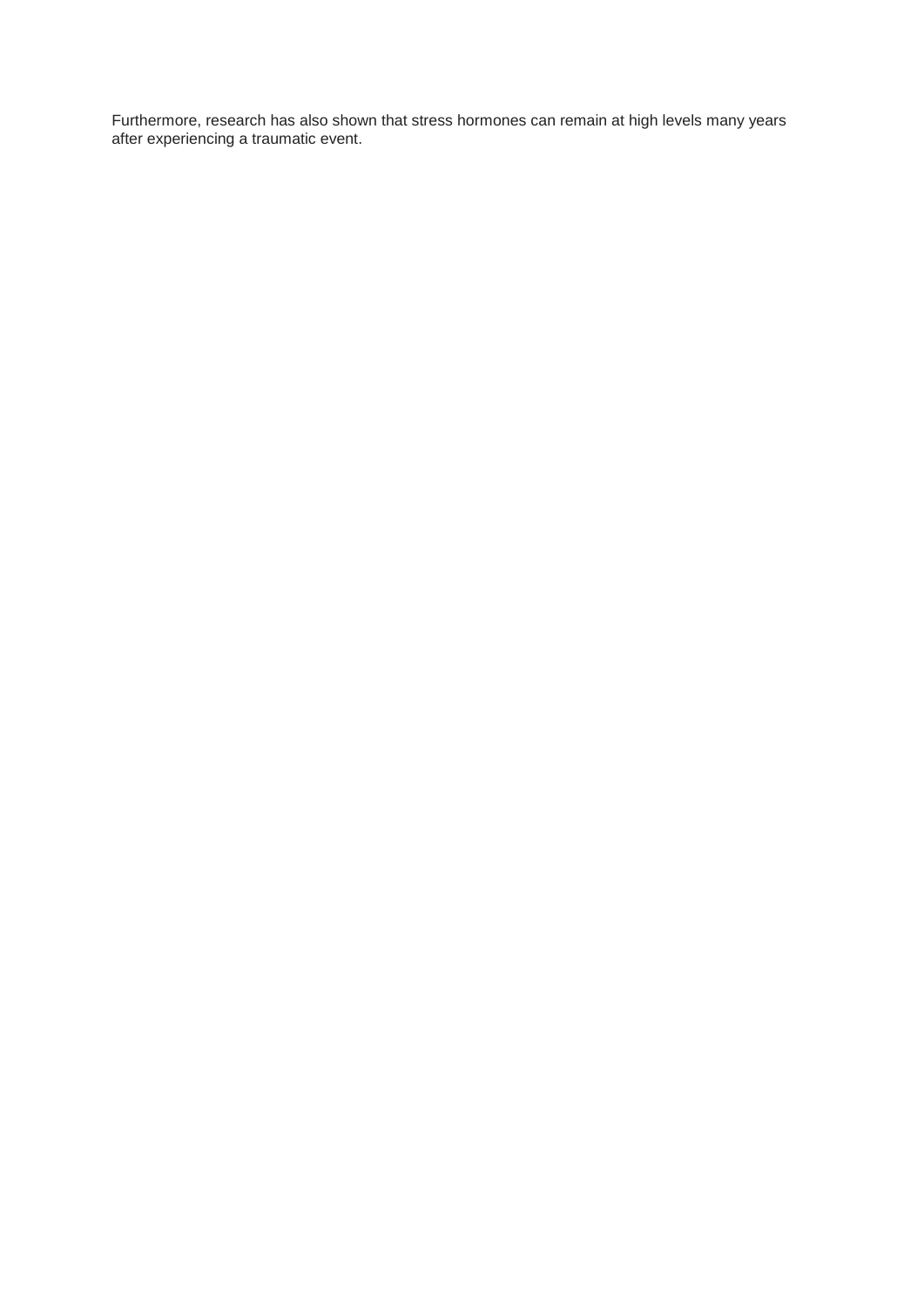Furthermore, research has also shown that stress hormones can remain at high levels many years after experiencing a traumatic event.